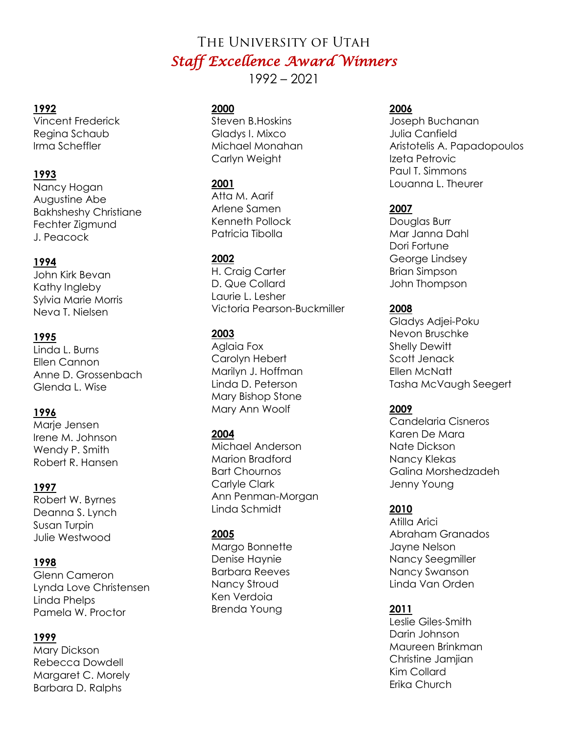# The University of Utah

## *Staff Excellence Award Winners*

1992 – 2021

**1992**
Vincent Frederick
Regina Schaub
Irma Scheffler

**1993**
Nancy Hogan
Augustine Abe
Bakhsheshy Christiane
Fechter Zigmund
J. Peacock

**1994**
John Kirk Bevan
Kathy Ingleby
Sylvia Marie Morris
Neva T. Nielsen

**1995**
Linda L. Burns
Ellen Cannon
Anne D. Grossenbach
Glenda L. Wise

**1996**
Marje Jensen
Irene M. Johnson
Wendy P. Smith
Robert R. Hansen

**1997**
Robert W. Byrnes
Deanna S. Lynch
Susan Turpin
Julie Westwood

**1998**
Glenn Cameron
Lynda Love Christensen
Linda Phelps
Pamela W. Proctor

**1999**
Mary Dickson
Rebecca Dowdell
Margaret C. Morely
Barbara D. Ralphs

**2000**
Steven B.Hoskins
Gladys I. Mixco
Michael Monahan
Carlyn Weight

**2001**
Atta M. Aarif
Arlene Samen
Kenneth Pollock
Patricia Tibolla

**2002**
H. Craig Carter
D. Que Collard
Laurie L. Lesher
Victoria Pearson-Buckmiller

**2003**
Aglaia Fox
Carolyn Hebert
Marilyn J. Hoffman
Linda D. Peterson
Mary Bishop Stone
Mary Ann Woolf

**2004**
Michael Anderson
Marion Bradford
Bart Chournos
Carlyle Clark
Ann Penman-Morgan
Linda Schmidt

**2005**
Margo Bonnette
Denise Haynie
Barbara Reeves
Nancy Stroud
Ken Verdoia
Brenda Young

**2006**
Joseph Buchanan
Julia Canfield
Aristotelis A. Papadopoulos
Izeta Petrovic
Paul T. Simmons
Louanna L. Theurer

**2007**
Douglas Burr
Mar Janna Dahl
Dori Fortune
George Lindsey
Brian Simpson
John Thompson

**2008**
Gladys Adjei-Poku
Nevon Bruschke
Shelly Dewitt
Scott Jenack
Ellen McNatt
Tasha McVaugh Seegert

**2009**
Candelaria Cisneros
Karen De Mara
Nate Dickson
Nancy Klekas
Galina Morshedzadeh
Jenny Young

**2010**
Atilla Arici
Abraham Granados
Jayne Nelson
Nancy Seegmiller
Nancy Swanson
Linda Van Orden

**2011**
Leslie Giles-Smith
Darin Johnson
Maureen Brinkman
Christine Jamjian
Kim Collard
Erika Church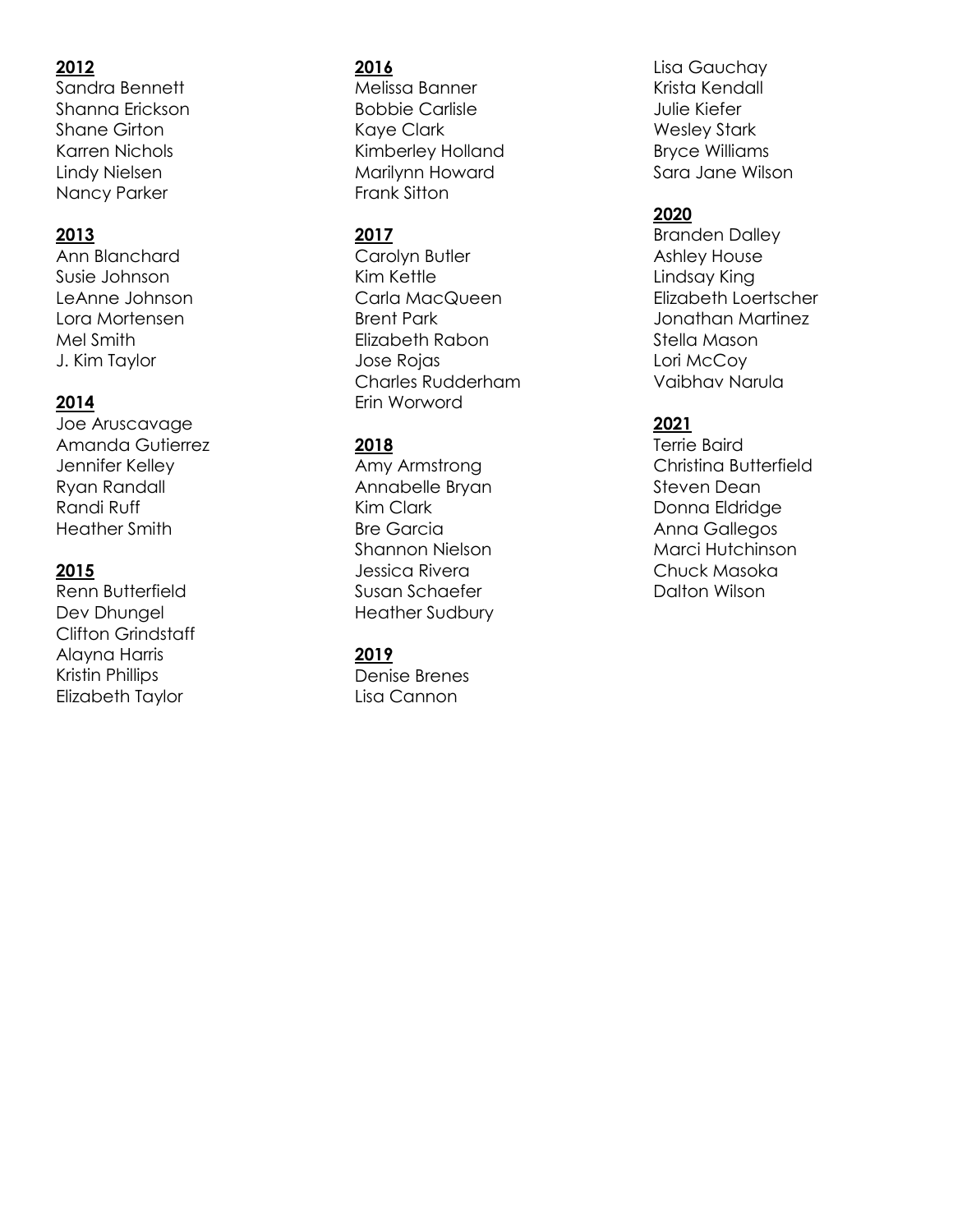**2012**

Sandra Bennett
Shanna Erickson
Shane Girton
Karren Nichols
Lindy Nielsen
Nancy Parker

**2013**

Ann Blanchard
Susie Johnson
LeAnne Johnson
Lora Mortensen
Mel Smith
J. Kim Taylor

**2014**

Joe Aruscavage
Amanda Gutierrez
Jennifer Kelley
Ryan Randall
Randi Ruff
Heather Smith

**2015**

Renn Butterfield
Dev Dhungel
Clifton Grindstaff
Alayna Harris
Kristin Phillips
Elizabeth Taylor

**2016**

Melissa Banner
Bobbie Carlisle
Kaye Clark
Kimberley Holland
Marilynn Howard
Frank Sitton

**2017**

Carolyn Butler
Kim Kettle
Carla MacQueen
Brent Park
Elizabeth Rabon
Jose Rojas
Charles Rudderham
Erin Worword

**2018**

Amy Armstrong
Annabelle Bryan
Kim Clark
Bre Garcia
Shannon Nielson
Jessica Rivera
Susan Schaefer
Heather Sudbury

**2019**

Denise Brenes
Lisa Cannon
Lisa Gauchay
Krista Kendall
Julie Kiefer
Wesley Stark
Bryce Williams
Sara Jane Wilson

**2020**

Branden Dalley
Ashley House
Lindsay King
Elizabeth Loertscher
Jonathan Martinez
Stella Mason
Lori McCoy
Vaibhav Narula

**2021**

Terrie Baird
Christina Butterfield
Steven Dean
Donna Eldridge
Anna Gallegos
Marci Hutchinson
Chuck Masoka
Dalton Wilson